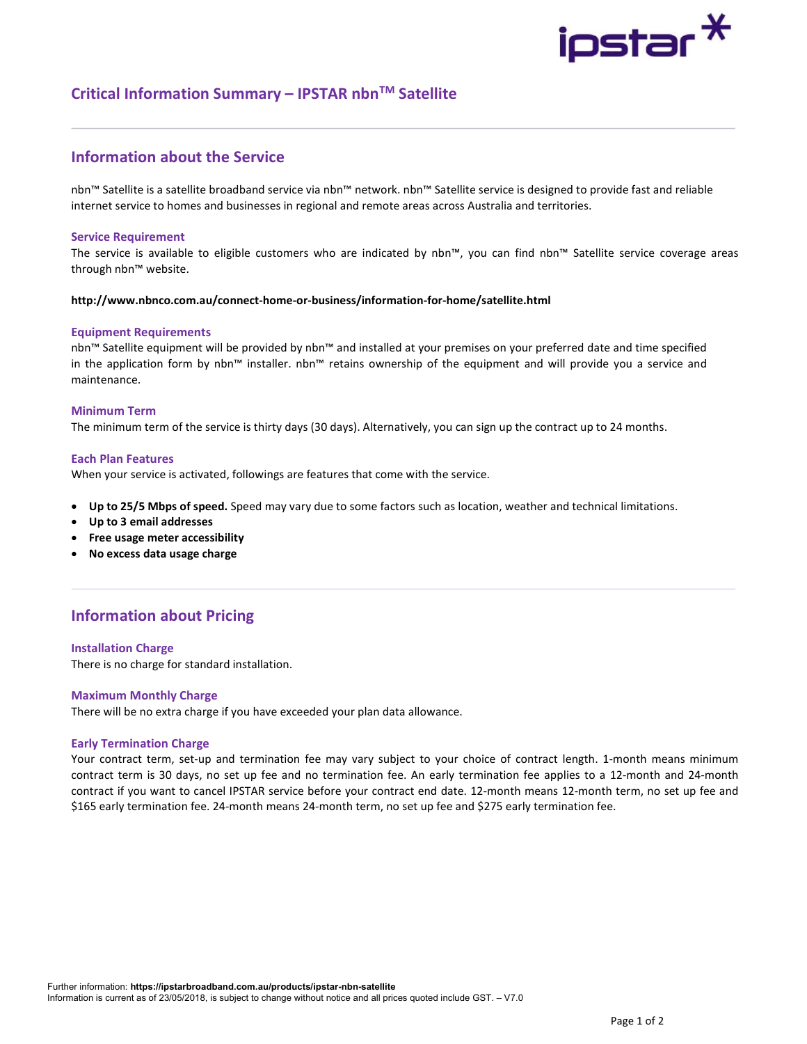# Critical Information Summary – IPSTAR nbn™ Satellite

## Information about the Service

nbn™ Satellite is a satellite broadband service via nbn™ network. nbn™ Satellite service is designed to provide fast and reliable internet service to homes and businesses in regional and remote areas across Australia and territories.

### Service Requirement

The service is available to eligible customers who are indicated by nbn™, you can find nbn™ Satellite service coverage areas through nbn™ website.

**http://www.nbnco.com.au/connect-home-or-business/information-for-home/satellite.html**

### Equipment Requirements

nbn™ Satellite equipment will be provided by nbn™ and installed at your premises on your preferred date and time specified in the application form by nbn™ installer. nbn™ retains ownership of the equipment and will provide you a service and maintenance.

### Minimum Term

The minimum term of the service is thirty days (30 days). Alternatively, you can sign up the contract up to 24 months.

### Each Plan Features

When your service is activated, followings are features that come with the service.

- **Up to 25/5 Mbps of speed.** Speed may vary due to some factors such as location, weather and technical limitations.
- **Up to 3 email addresses**
- **Free usage meter accessibility**
- **No excess data usage charge**

## Information about Pricing

### Installation Charge

There is no charge for standard installation.

### Maximum Monthly Charge

There will be no extra charge if you have exceeded your plan data allowance.

### Early Termination Charge

Your contract term, set-up and termination fee may vary subject to your choice of contract length. 1-month means minimum contract term is 30 days, no set up fee and no termination fee. An early termination fee applies to a 12-month and 24-month contract if you want to cancel IPSTAR service before your contract end date. 12-month means 12-month term, no set up fee and $165 early termination fee. 24-month means 24-month term, no set up fee and $275 early termination fee.

Further information: **https://ipstarbroadband.com.au/products/ipstar-nbn-satellite**
Information is current as of 23/05/2018, is subject to change without notice and all prices quoted include GST. – V7.0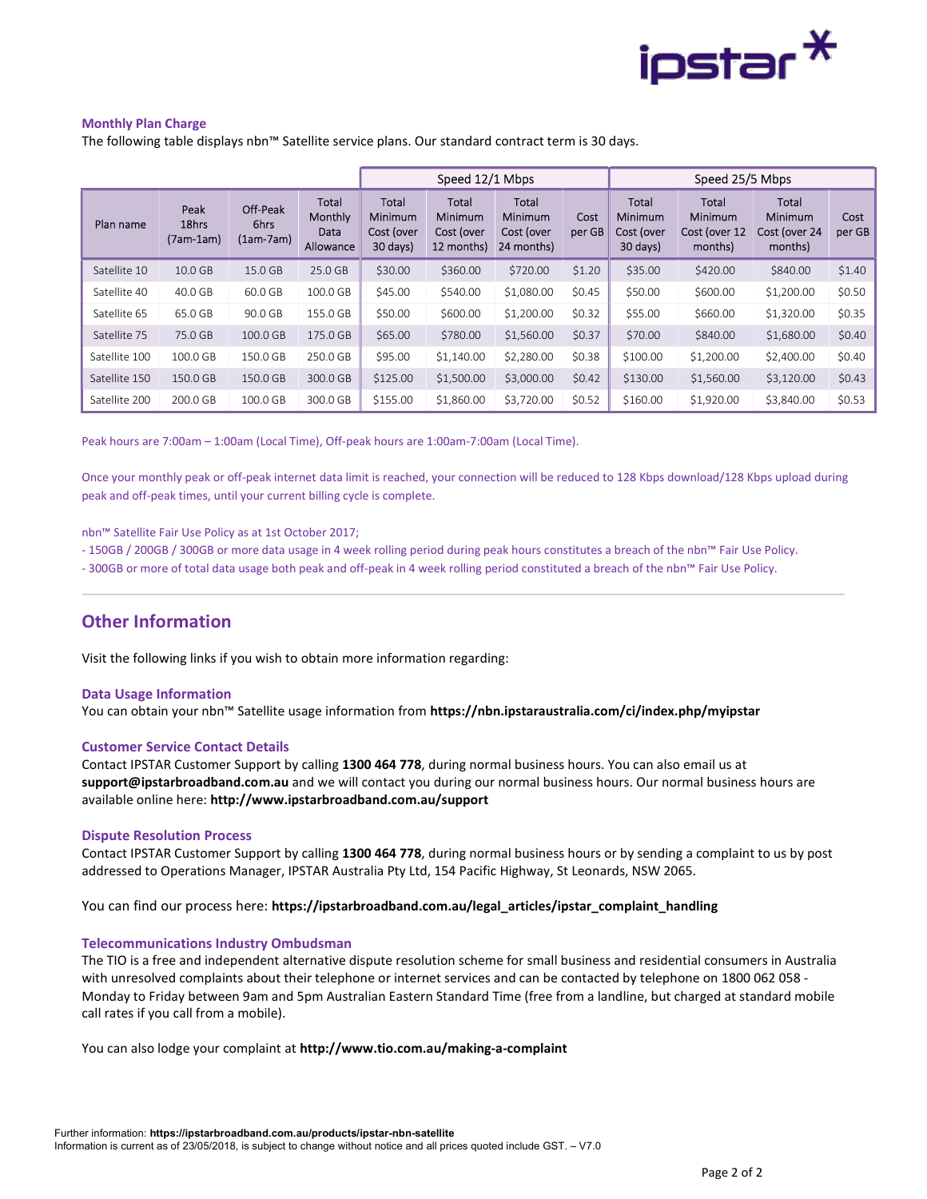### Monthly Plan Charge

The following table displays nbn™ Satellite service plans. Our standard contract term is 30 days.

| | | | | Speed 12/1 Mbps | | | | Speed 25/5 Mbps | | | |
|---|---|---|---|---|---|---|---|---|---|---|---|
| Plan name | Peak 18hrs (7am-1am) | Off-Peak 6hrs (1am-7am) | Total Monthly Data Allowance | Total Minimum Cost (over 30 days) | Total Minimum Cost (over 12 months) | Total Minimum Cost (over 24 months) | Cost per GB | Total Minimum Cost (over 30 days) | Total Minimum Cost (over 12 months) | Total Minimum Cost (over 24 months) | Cost per GB |
| Satellite 10 | 10.0 GB | 15.0 GB | 25.0 GB | $30.00 | $360.00 | $720.00 | $1.20 | $35.00 | $420.00 | $840.00 | $1.40 |
| Satellite 40 | 40.0 GB | 60.0 GB | 100.0 GB | $45.00 | $540.00 | $1,080.00 | $0.45 | $50.00 | $600.00 | $1,200.00 | $0.50 |
| Satellite 65 | 65.0 GB | 90.0 GB | 155.0 GB | $50.00 | $600.00 | $1,200.00 | $0.32 | $55.00 | $660.00 | $1,320.00 | $0.35 |
| Satellite 75 | 75.0 GB | 100.0 GB | 175.0 GB | $65.00 | $780.00 | $1,560.00 | $0.37 | $70.00 | $840.00 | $1,680.00 | $0.40 |
| Satellite 100 | 100.0 GB | 150.0 GB | 250.0 GB | $95.00 | $1,140.00 | $2,280.00 | $0.38 | $100.00 | $1,200.00 | $2,400.00 | $0.40 |
| Satellite 150 | 150.0 GB | 150.0 GB | 300.0 GB | $125.00 | $1,500.00 | $3,000.00 | $0.42 | $130.00 | $1,560.00 | $3,120.00 | $0.43 |
| Satellite 200 | 200.0 GB | 100.0 GB | 300.0 GB | $155.00 | $1,860.00 | $3,720.00 | $0.52 | $160.00 | $1,920.00 | $3,840.00 | $0.53 |

Peak hours are 7:00am – 1:00am (Local Time), Off-peak hours are 1:00am-7:00am (Local Time).

Once your monthly peak or off-peak internet data limit is reached, your connection will be reduced to 128 Kbps download/128 Kbps upload during peak and off-peak times, until your current billing cycle is complete.

nbn™ Satellite Fair Use Policy as at 1st October 2017;

- 150GB / 200GB / 300GB or more data usage in 4 week rolling period during peak hours constitutes a breach of the nbn™ Fair Use Policy.
- 300GB or more of total data usage both peak and off-peak in 4 week rolling period constituted a breach of the nbn™ Fair Use Policy.

## Other Information

Visit the following links if you wish to obtain more information regarding:

### Data Usage Information

You can obtain your nbn™ Satellite usage information from **https://nbn.ipstaraustralia.com/ci/index.php/myipstar**

### Customer Service Contact Details

Contact IPSTAR Customer Support by calling **1300 464 778**, during normal business hours. You can also email us at **support@ipstarbroadband.com.au** and we will contact you during our normal business hours. Our normal business hours are available online here: **http://www.ipstarbroadband.com.au/support**

### Dispute Resolution Process

Contact IPSTAR Customer Support by calling **1300 464 778**, during normal business hours or by sending a complaint to us by post addressed to Operations Manager, IPSTAR Australia Pty Ltd, 154 Pacific Highway, St Leonards, NSW 2065.

You can find our process here: **https://ipstarbroadband.com.au/legal_articles/ipstar_complaint_handling**

### Telecommunications Industry Ombudsman

The TIO is a free and independent alternative dispute resolution scheme for small business and residential consumers in Australia with unresolved complaints about their telephone or internet services and can be contacted by telephone on 1800 062 058 - Monday to Friday between 9am and 5pm Australian Eastern Standard Time (free from a landline, but charged at standard mobile call rates if you call from a mobile).

You can also lodge your complaint at **http://www.tio.com.au/making-a-complaint**

Further information: **https://ipstarbroadband.com.au/products/ipstar-nbn-satellite**
Information is current as of 23/05/2018, is subject to change without notice and all prices quoted include GST. – V7.0